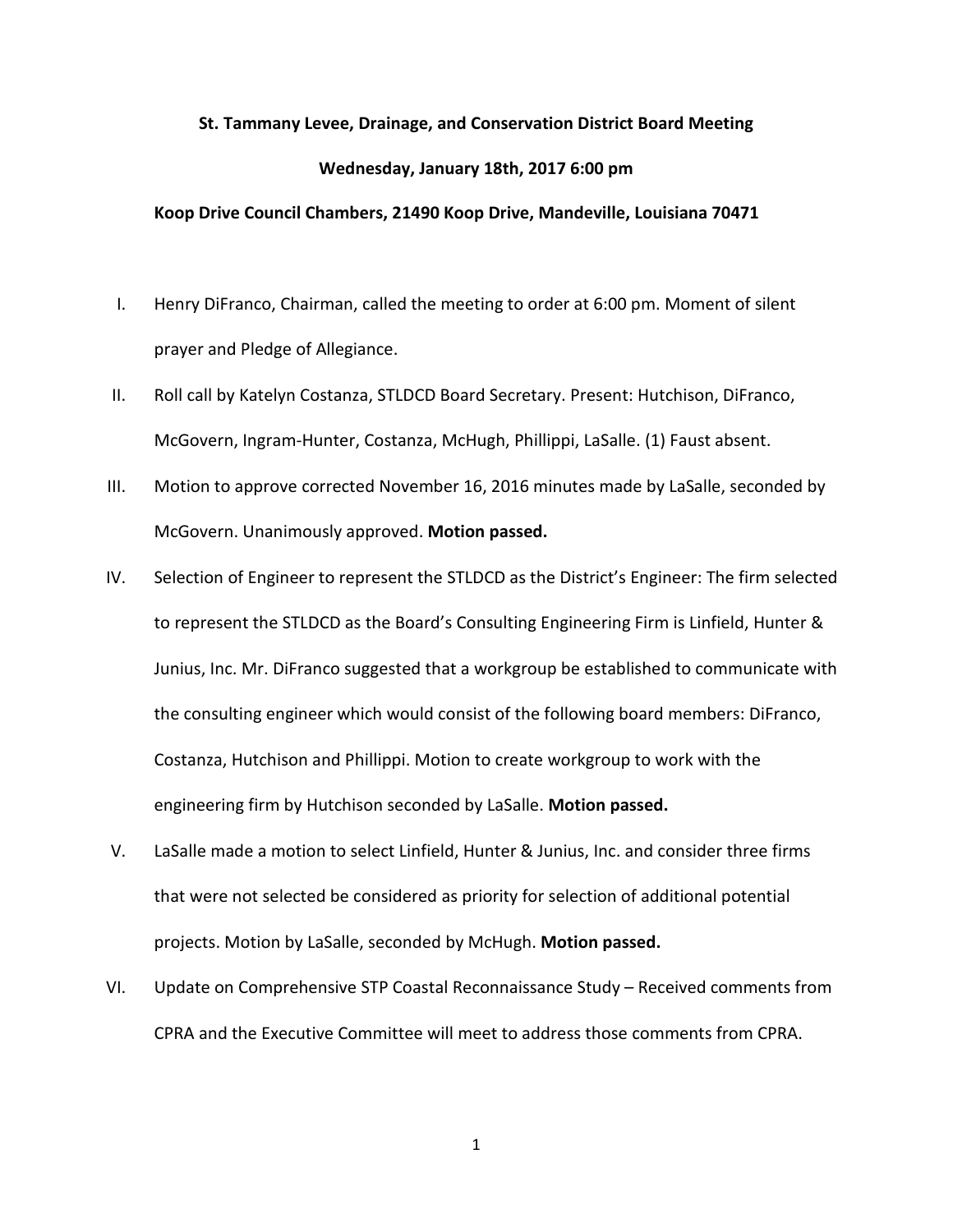**St. Tammany Levee, Drainage, and Conservation District Board Meeting**

**Wednesday, January 18th, 2017 6:00 pm**

**Koop Drive Council Chambers, 21490 Koop Drive, Mandeville, Louisiana 70471**

I. Henry DiFranco, Chairman, called the meeting to order at 6:00 pm. Moment of silent prayer and Pledge of Allegiance.

II. Roll call by Katelyn Costanza, STLDCD Board Secretary. Present: Hutchison, DiFranco, McGovern, Ingram-Hunter, Costanza, McHugh, Phillippi, LaSalle. (1) Faust absent.

III. Motion to approve corrected November 16, 2016 minutes made by LaSalle, seconded by McGovern. Unanimously approved. **Motion passed.**

IV. Selection of Engineer to represent the STLDCD as the District's Engineer: The firm selected to represent the STLDCD as the Board's Consulting Engineering Firm is Linfield, Hunter & Junius, Inc. Mr. DiFranco suggested that a workgroup be established to communicate with the consulting engineer which would consist of the following board members: DiFranco, Costanza, Hutchison and Phillippi. Motion to create workgroup to work with the engineering firm by Hutchison seconded by LaSalle. **Motion passed.**

V. LaSalle made a motion to select Linfield, Hunter & Junius, Inc. and consider three firms that were not selected be considered as priority for selection of additional potential projects. Motion by LaSalle, seconded by McHugh. **Motion passed.**

VI. Update on Comprehensive STP Coastal Reconnaissance Study – Received comments from CPRA and the Executive Committee will meet to address those comments from CPRA.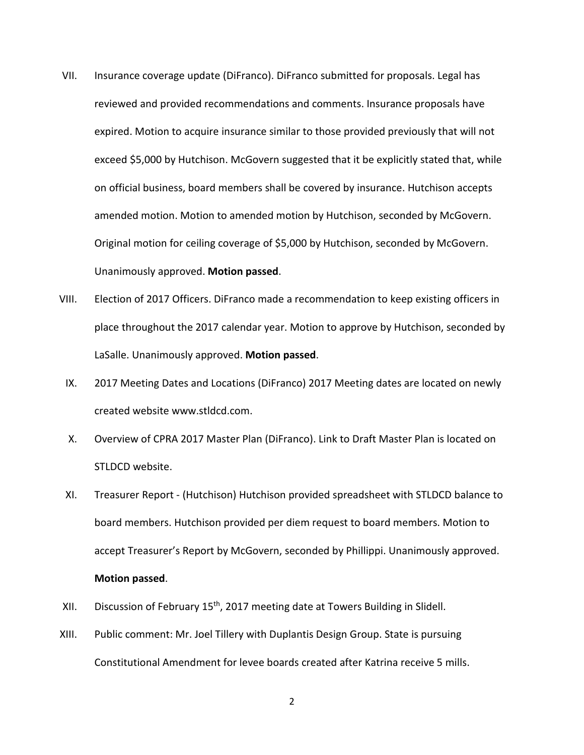VII. Insurance coverage update (DiFranco). DiFranco submitted for proposals. Legal has reviewed and provided recommendations and comments. Insurance proposals have expired. Motion to acquire insurance similar to those provided previously that will not exceed $5,000 by Hutchison. McGovern suggested that it be explicitly stated that, while on official business, board members shall be covered by insurance. Hutchison accepts amended motion. Motion to amended motion by Hutchison, seconded by McGovern. Original motion for ceiling coverage of $5,000 by Hutchison, seconded by McGovern. Unanimously approved. **Motion passed**.

VIII. Election of 2017 Officers. DiFranco made a recommendation to keep existing officers in place throughout the 2017 calendar year. Motion to approve by Hutchison, seconded by LaSalle. Unanimously approved. **Motion passed**.

IX. 2017 Meeting Dates and Locations (DiFranco) 2017 Meeting dates are located on newly created website www.stldcd.com.

X. Overview of CPRA 2017 Master Plan (DiFranco). Link to Draft Master Plan is located on STLDCD website.

XI. Treasurer Report - (Hutchison) Hutchison provided spreadsheet with STLDCD balance to board members. Hutchison provided per diem request to board members. Motion to accept Treasurer's Report by McGovern, seconded by Phillippi. Unanimously approved. **Motion passed**.

XII. Discussion of February 15th, 2017 meeting date at Towers Building in Slidell.

XIII. Public comment: Mr. Joel Tillery with Duplantis Design Group. State is pursuing Constitutional Amendment for levee boards created after Katrina receive 5 mills.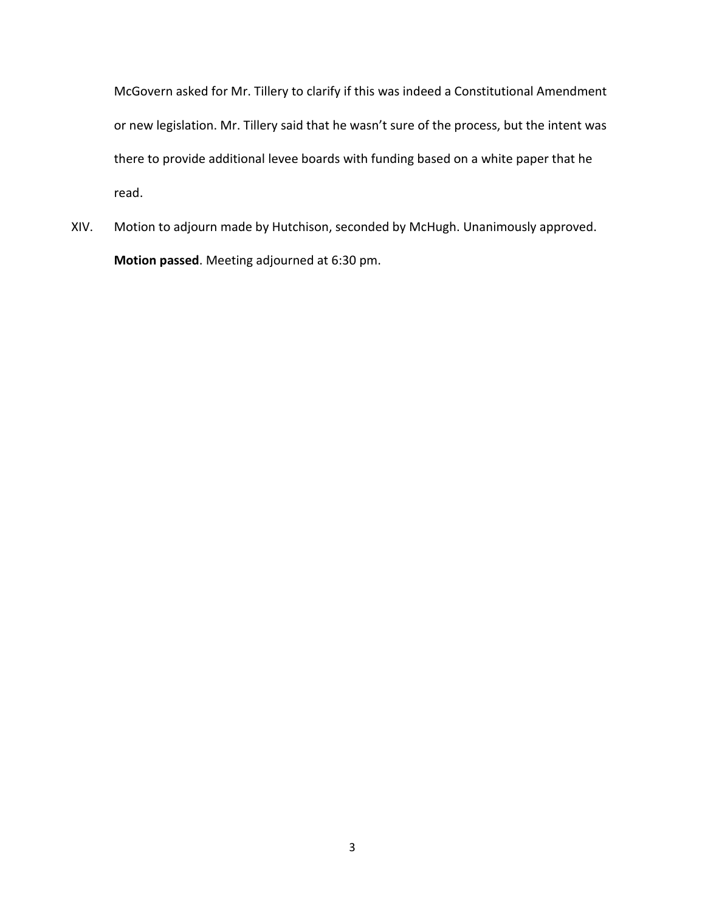McGovern asked for Mr. Tillery to clarify if this was indeed a Constitutional Amendment or new legislation. Mr. Tillery said that he wasn't sure of the process, but the intent was there to provide additional levee boards with funding based on a white paper that he read.

XIV. Motion to adjourn made by Hutchison, seconded by McHugh. Unanimously approved. **Motion passed**. Meeting adjourned at 6:30 pm.